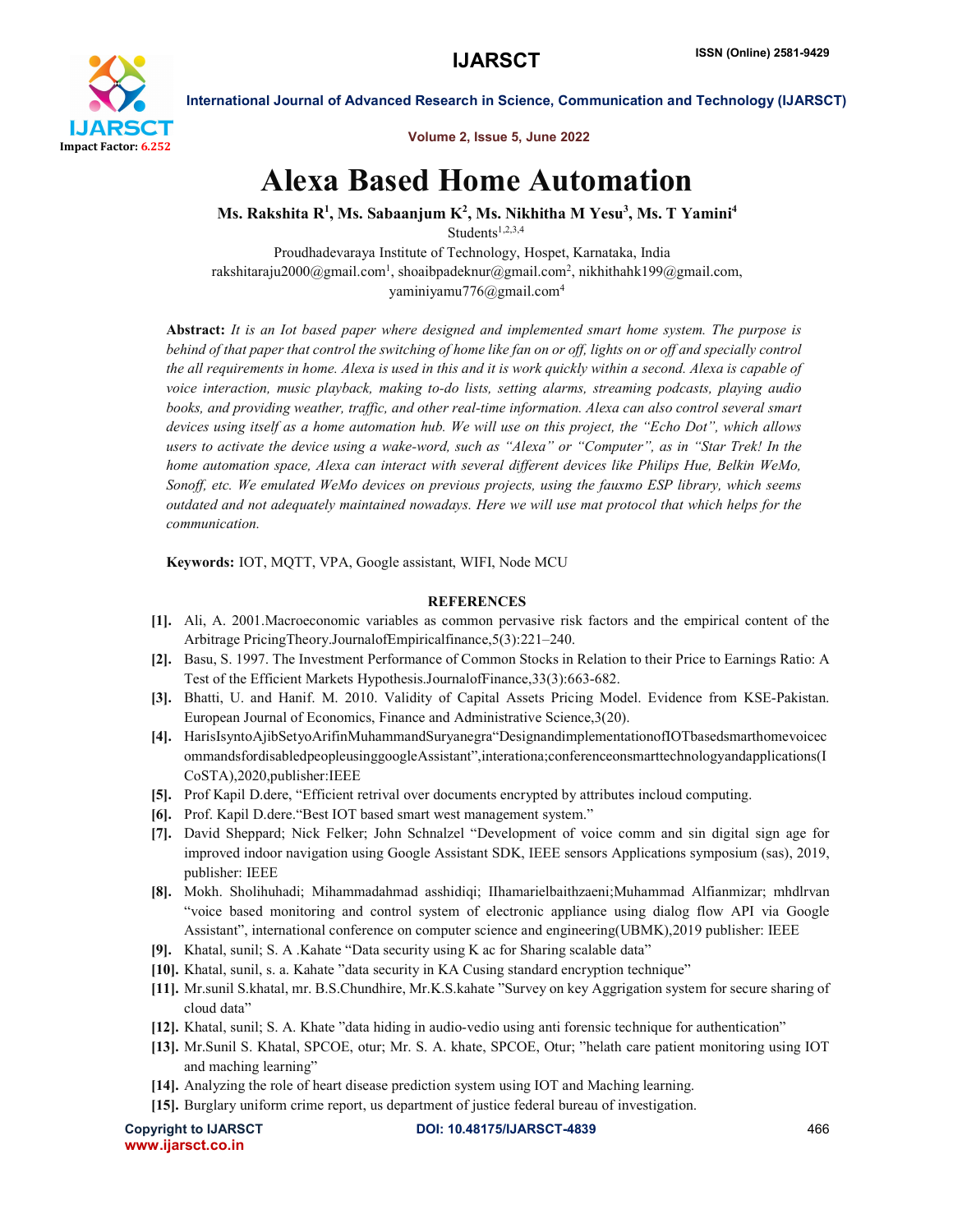# Alexa Based Home Automation

**Ms. Rakshita R[1], Ms. Sabaanjum K[2], Ms. Nikhitha M Yesu[3], Ms. T Yamini[4]**

Students[1,2,3,4]

Proudhadevaraya Institute of Technology, Hospet, Karnataka, India

rakshitaraju2000@gmail.com[1], shoaibpadeknur@gmail.com[2], nikhithahk199@gmail.com, yaminiyamu776@gmail.com[4]

**Abstract:** *It is an Iot based paper where designed and implemented smart home system. The purpose is behind of that paper that control the switching of home like fan on or off, lights on or off and specially control the all requirements in home. Alexa is used in this and it is work quickly within a second. Alexa is capable of voice interaction, music playback, making to-do lists, setting alarms, streaming podcasts, playing audio books, and providing weather, traffic, and other real-time information. Alexa can also control several smart devices using itself as a home automation hub. We will use on this project, the "Echo Dot", which allows users to activate the device using a wake-word, such as "Alexa" or "Computer", as in "Star Trek! In the home automation space, Alexa can interact with several different devices like Philips Hue, Belkin WeMo, Sonoff, etc. We emulated WeMo devices on previous projects, using the fauxmo ESP library, which seems outdated and not adequately maintained nowadays. Here we will use mat protocol that which helps for the communication.*

**Keywords:** IOT, MQTT, VPA, Google assistant, WIFI, Node MCU

## REFERENCES

[1]. Ali, A. 2001.Macroeconomic variables as common pervasive risk factors and the empirical content of the Arbitrage PricingTheory.JournalofEmpiricalfinance,5(3):221–240.

[2]. Basu, S. 1997. The Investment Performance of Common Stocks in Relation to their Price to Earnings Ratio: A Test of the Efficient Markets Hypothesis.JournalofFinance,33(3):663-682.

[3]. Bhatti, U. and Hanif. M. 2010. Validity of Capital Assets Pricing Model. Evidence from KSE-Pakistan. European Journal of Economics, Finance and Administrative Science,3(20).

[4]. HarisIsyntoAjibSetyoArifinMuhammandSuryanegra"DesignandimplementationofIOTbasedsmarthomevoicecommandsfordisabledpeopleusinggoogleAssistant",interationa;conferenceonsmarttechnologyandapplications(ICoSTA),2020,publisher:IEEE

[5]. Prof Kapil D.dere, "Efficient retrival over documents encrypted by attributes incloud computing.

[6]. Prof. Kapil D.dere."Best IOT based smart west management system."

[7]. David Sheppard; Nick Felker; John Schnalzel "Development of voice comm and sin digital sign age for improved indoor navigation using Google Assistant SDK, IEEE sensors Applications symposium (sas), 2019, publisher: IEEE

[8]. Mokh. Sholihuhadi; Mihammadahmad asshidiqi; IIhamarielbaithzaeni;Muhammad Alfianmizar; mhdlrvan "voice based monitoring and control system of electronic appliance using dialog flow API via Google Assistant", international conference on computer science and engineering(UBMK),2019 publisher: IEEE

[9]. Khatal, sunil; S. A .Kahate "Data security using K ac for Sharing scalable data"

[10]. Khatal, sunil, s. a. Kahate "data security in KA Cusing standard encryption technique"

[11]. Mr.sunil S.khatal, mr. B.S.Chundhire, Mr.K.S.kahate "Survey on key Aggrigation system for secure sharing of cloud data"

[12]. Khatal, sunil; S. A. Khate "data hiding in audio-vedio using anti forensic technique for authentication"

[13]. Mr.Sunil S. Khatal, SPCOE, otur; Mr. S. A. khate, SPCOE, Otur; "helath care patient monitoring using IOT and maching learning"

[14]. Analyzing the role of heart disease prediction system using IOT and Maching learning.

[15]. Burglary uniform crime report, us department of justice federal bureau of investigation.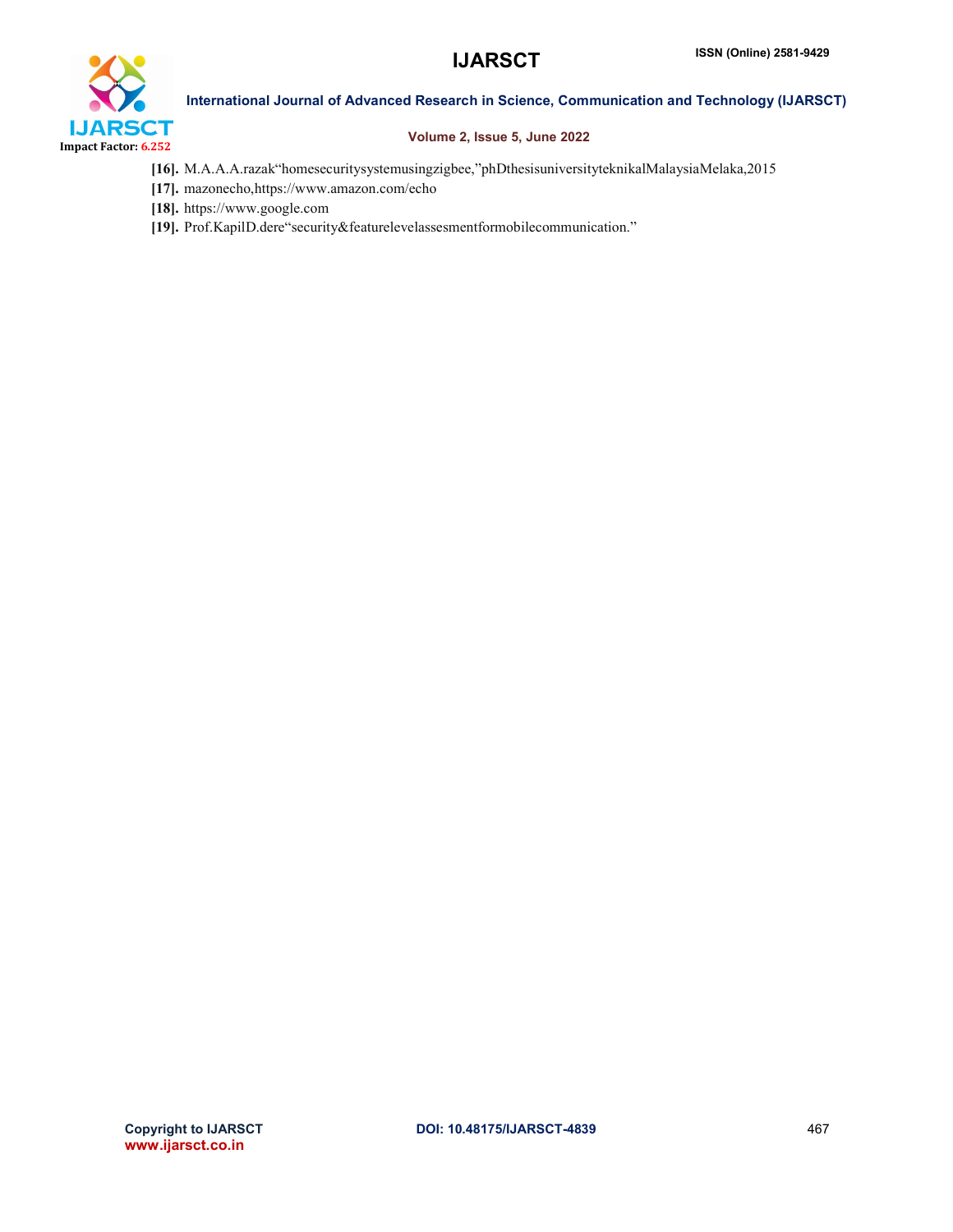[16]. M.A.A.A.razak“homesecuritysystemusingzigbee,”phDthesisuniversityteknikalMalaysiaMelaka,2015

[17]. mazonecho,https://www.amazon.com/echo

[18]. https://www.google.com

[19]. Prof.KapilD.dere“security&featurelevelassesmentformobilecommunication.”